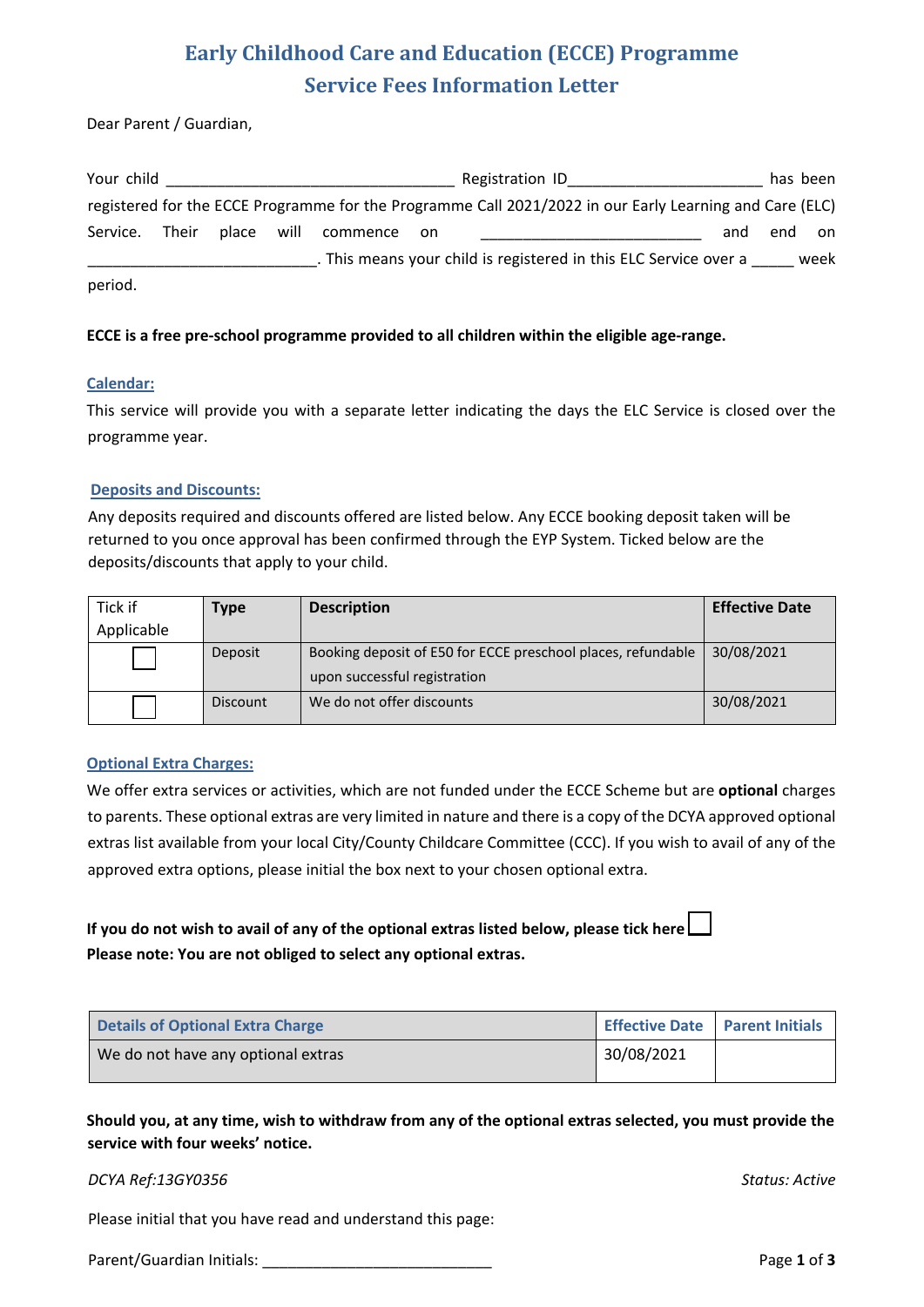# Early Childhood Care and Education (ECCE) Programme
## Service Fees Information Letter

Dear Parent / Guardian,

Your child _________________________________ Registration ID______________________ has been registered for the ECCE Programme for the Programme Call 2021/2022 in our Early Learning and Care (ELC) Service. Their place will commence on _________________________ and end on __________________________. This means your child is registered in this ELC Service over a _____ week period.

**ECCE is a free pre-school programme provided to all children within the eligible age-range.**

### Calendar:

This service will provide you with a separate letter indicating the days the ELC Service is closed over the programme year.

### Deposits and Discounts:

Any deposits required and discounts offered are listed below. Any ECCE booking deposit taken will be returned to you once approval has been confirmed through the EYP System. Ticked below are the deposits/discounts that apply to your child.

| Tick if Applicable | Type | Description | Effective Date |
|---|---|---|---|
| ☐ | Deposit | Booking deposit of E50 for ECCE preschool places, refundable upon successful registration | 30/08/2021 |
| ☐ | Discount | We do not offer discounts | 30/08/2021 |

### Optional Extra Charges:

We offer extra services or activities, which are not funded under the ECCE Scheme but are **optional** charges to parents. These optional extras are very limited in nature and there is a copy of the DCYA approved optional extras list available from your local City/County Childcare Committee (CCC). If you wish to avail of any of the approved extra options, please initial the box next to your chosen optional extra.

**If you do not wish to avail of any of the optional extras listed below, please tick here** ☐
**Please note: You are not obliged to select any optional extras.**

| Details of Optional Extra Charge | Effective Date | Parent Initials |
|---|---|---|
| We do not have any optional extras | 30/08/2021 | |

**Should you, at any time, wish to withdraw from any of the optional extras selected, you must provide the service with four weeks' notice.**

*DCYA Ref:13GY0356* *Status: Active*

Please initial that you have read and understand this page:

Parent/Guardian Initials: ___________________________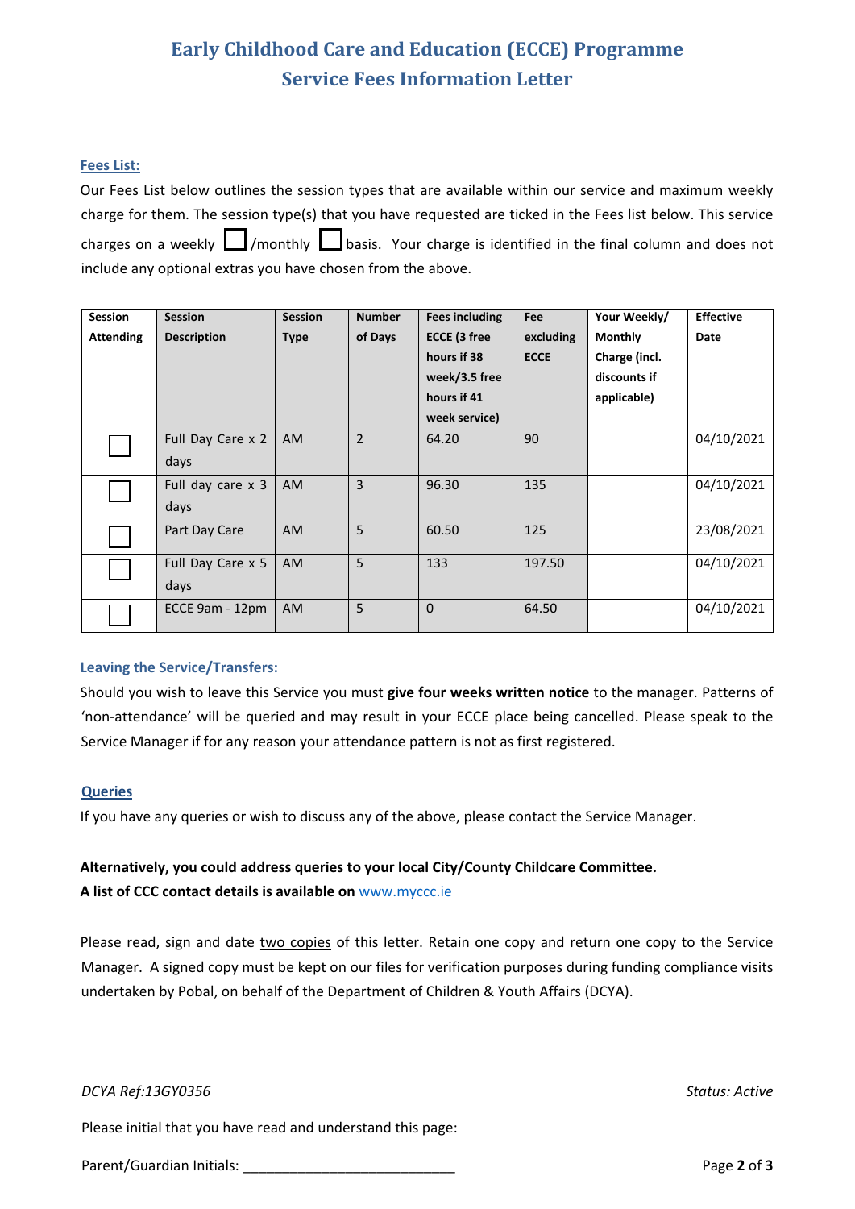# Early Childhood Care and Education (ECCE) Programme
# Service Fees Information Letter

## Fees List:

Our Fees List below outlines the session types that are available within our service and maximum weekly charge for them. The session type(s) that you have requested are ticked in the Fees list below. This service charges on a weekly ☐ /monthly ☐ basis. Your charge is identified in the final column and does not include any optional extras you have chosen from the above.

| Session Attending | Session Description | Session Type | Number of Days | Fees including ECCE (3 free hours if 38 week/3.5 free hours if 41 week service) | Fee excluding ECCE | Your Weekly/ Monthly Charge (incl. discounts if applicable) | Effective Date |
|---|---|---|---|---|---|---|---|
| ☐ | Full Day Care x 2 days | AM | 2 | 64.20 | 90 | | 04/10/2021 |
| ☐ | Full day care x 3 days | AM | 3 | 96.30 | 135 | | 04/10/2021 |
| ☐ | Part Day Care | AM | 5 | 60.50 | 125 | | 23/08/2021 |
| ☐ | Full Day Care x 5 days | AM | 5 | 133 | 197.50 | | 04/10/2021 |
| ☐ | ECCE 9am - 12pm | AM | 5 | 0 | 64.50 | | 04/10/2021 |

## Leaving the Service/Transfers:

Should you wish to leave this Service you must **give four weeks written notice** to the manager. Patterns of 'non-attendance' will be queried and may result in your ECCE place being cancelled. Please speak to the Service Manager if for any reason your attendance pattern is not as first registered.

## Queries

If you have any queries or wish to discuss any of the above, please contact the Service Manager.

**Alternatively, you could address queries to your local City/County Childcare Committee.**
**A list of CCC contact details is available on** www.myccc.ie

Please read, sign and date two copies of this letter. Retain one copy and return one copy to the Service Manager. A signed copy must be kept on our files for verification purposes during funding compliance visits undertaken by Pobal, on behalf of the Department of Children & Youth Affairs (DCYA).

*DCYA Ref:13GY0356* *Status: Active*

Please initial that you have read and understand this page:

Parent/Guardian Initials: ___________________________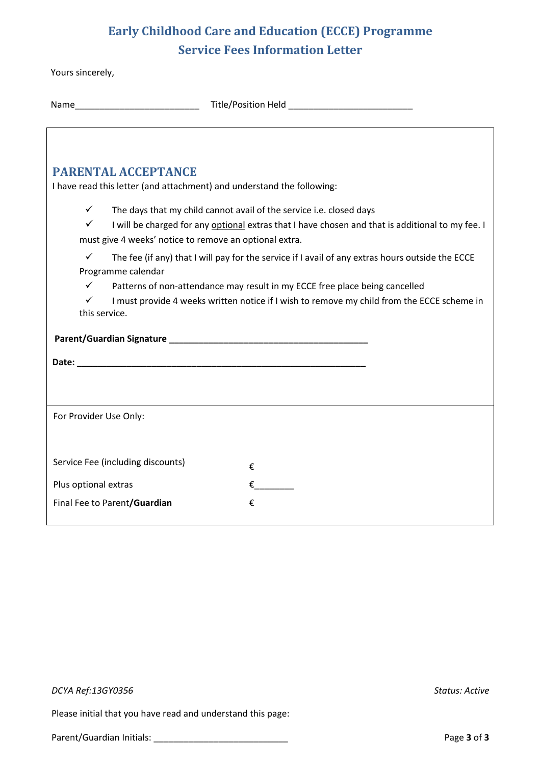# Early Childhood Care and Education (ECCE) Programme
## Service Fees Information Letter

Yours sincerely,

Name_________________________ Title/Position Held _________________________

## PARENTAL ACCEPTANCE

I have read this letter (and attachment) and understand the following:

- ✓ The days that my child cannot avail of the service i.e. closed days
- ✓ I will be charged for any optional extras that I have chosen and that is additional to my fee. I must give 4 weeks' notice to remove an optional extra.
- ✓ The fee (if any) that I will pay for the service if I avail of any extras hours outside the ECCE Programme calendar
- ✓ Patterns of non-attendance may result in my ECCE free place being cancelled
- ✓ I must provide 4 weeks written notice if I wish to remove my child from the ECCE scheme in this service.

**Parent/Guardian Signature ________________________________________**

**Date: __________________________________________________________**

For Provider Use Only:

| | |
|---|---|
| Service Fee (including discounts) | € |
| Plus optional extras | €________ |
| Final Fee to Parent/**Guardian** | € |

*DCYA Ref:13GY0356* *Status: Active*

Please initial that you have read and understand this page:

Parent/Guardian Initials: ___________________________